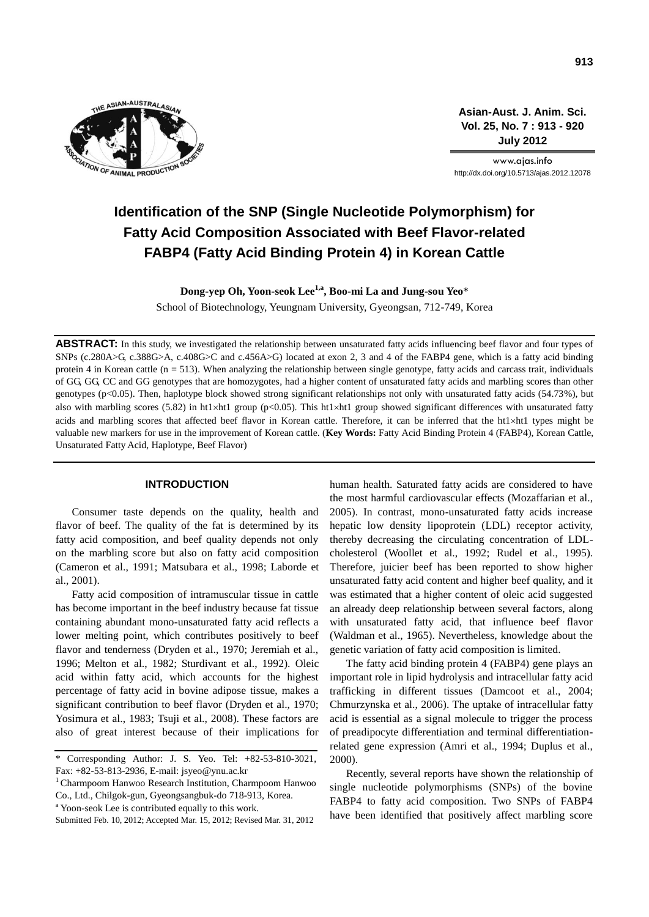# Identification of the SNP (Single Nucleotide Polymorphism) for Fatty Acid Composition Associated with Beef Flavor-related FABP4 (Fatty Acid Binding Protein 4) in Korean Cattle

**Dong-yep Oh, Yoon-seok Lee[1,a], Boo-mi La and Jung-sou Yeo***

School of Biotechnology, Yeungnam University, Gyeongsan, 712-749, Korea

**ABSTRACT:** In this study, we investigated the relationship between unsaturated fatty acids influencing beef flavor and four types of SNPs (c.280A>G, c.388G>A, c.408G>C and c.456A>G) located at exon 2, 3 and 4 of the FABP4 gene, which is a fatty acid binding protein 4 in Korean cattle (n = 513). When analyzing the relationship between single genotype, fatty acids and carcass trait, individuals of GG, GG, CC and GG genotypes that are homozygotes, had a higher content of unsaturated fatty acids and marbling scores than other genotypes ($p<0.05$). Then, haplotype block showed strong significant relationships not only with unsaturated fatty acids (54.73%), but also with marbling scores (5.82) in ht1×ht1 group ($p<0.05$). This ht1×ht1 group showed significant differences with unsaturated fatty acids and marbling scores that affected beef flavor in Korean cattle. Therefore, it can be inferred that the ht1×ht1 types might be valuable new markers for use in the improvement of Korean cattle. (**Key Words:** Fatty Acid Binding Protein 4 (FABP4), Korean Cattle, Unsaturated Fatty Acid, Haplotype, Beef Flavor)

## INTRODUCTION

Consumer taste depends on the quality, health and flavor of beef. The quality of the fat is determined by its fatty acid composition, and beef quality depends not only on the marbling score but also on fatty acid composition (Cameron et al., 1991; Matsubara et al., 1998; Laborde et al., 2001).

Fatty acid composition of intramuscular tissue in cattle has become important in the beef industry because fat tissue containing abundant mono-unsaturated fatty acid reflects a lower melting point, which contributes positively to beef flavor and tenderness (Dryden et al., 1970; Jeremiah et al., 1996; Melton et al., 1982; Sturdivant et al., 1992). Oleic acid within fatty acid, which accounts for the highest percentage of fatty acid in bovine adipose tissue, makes a significant contribution to beef flavor (Dryden et al., 1970; Yosimura et al., 1983; Tsuji et al., 2008). These factors are also of great interest because of their implications for human health. Saturated fatty acids are considered to have the most harmful cardiovascular effects (Mozaffarian et al., 2005). In contrast, mono-unsaturated fatty acids increase hepatic low density lipoprotein (LDL) receptor activity, thereby decreasing the circulating concentration of LDL-cholesterol (Woollet et al., 1992; Rudel et al., 1995). Therefore, juicier beef has been reported to show higher unsaturated fatty acid content and higher beef quality, and it was estimated that a higher content of oleic acid suggested an already deep relationship between several factors, along with unsaturated fatty acid, that influence beef flavor (Waldman et al., 1965). Nevertheless, knowledge about the genetic variation of fatty acid composition is limited.

The fatty acid binding protein 4 (FABP4) gene plays an important role in lipid hydrolysis and intracellular fatty acid trafficking in different tissues (Damcoot et al., 2004; Chmurzynska et al., 2006). The uptake of intracellular fatty acid is essential as a signal molecule to trigger the process of preadipocyte differentiation and terminal differentiation-related gene expression (Amri et al., 1994; Duplus et al., 2000).

Recently, several reports have shown the relationship of single nucleotide polymorphisms (SNPs) of the bovine FABP4 to fatty acid composition. Two SNPs of FABP4 have been identified that positively affect marbling score

---

\* Corresponding Author: J. S. Yeo. Tel: +82-53-810-3021, Fax: +82-53-813-2936, E-mail: jsyeo@ynu.ac.kr

[1] Charmpoom Hanwoo Research Institution, Charmpoom Hanwoo Co., Ltd., Chilgok-gun, Gyeongsangbuk-do 718-913, Korea.

[a] Yoon-seok Lee is contributed equally to this work.

Submitted Feb. 10, 2012; Accepted Mar. 15, 2012; Revised Mar. 31, 2012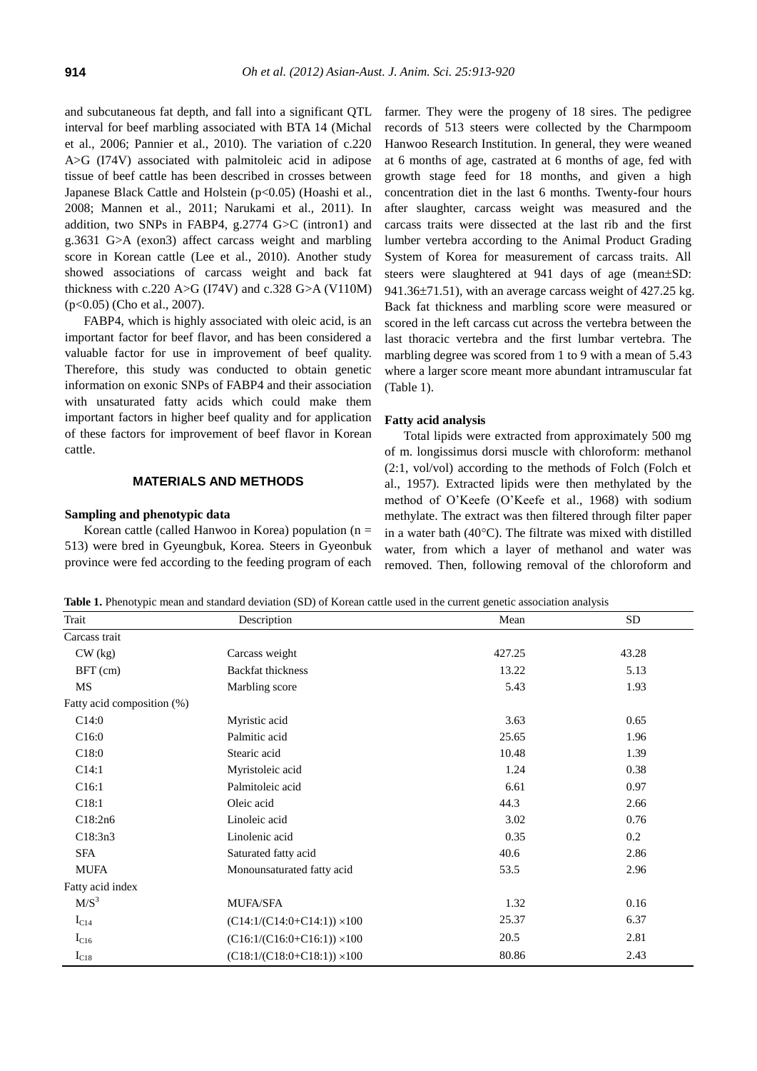and subcutaneous fat depth, and fall into a significant QTL interval for beef marbling associated with BTA 14 (Michal et al., 2006; Pannier et al., 2010). The variation of c.220 A>G (I74V) associated with palmitoleic acid in adipose tissue of beef cattle has been described in crosses between Japanese Black Cattle and Holstein ($p<0.05$) (Hoashi et al., 2008; Mannen et al., 2011; Narukami et al., 2011). In addition, two SNPs in FABP4, g.2774 G>C (intron1) and g.3631 G>A (exon3) affect carcass weight and marbling score in Korean cattle (Lee et al., 2010). Another study showed associations of carcass weight and back fat thickness with c.220 A>G (I74V) and c.328 G>A (V110M) ($p<0.05$) (Cho et al., 2007).

FABP4, which is highly associated with oleic acid, is an important factor for beef flavor, and has been considered a valuable factor for use in improvement of beef quality. Therefore, this study was conducted to obtain genetic information on exonic SNPs of FABP4 and their association with unsaturated fatty acids which could make them important factors in higher beef quality and for application of these factors for improvement of beef flavor in Korean cattle.

## MATERIALS AND METHODS

### Sampling and phenotypic data

Korean cattle (called Hanwoo in Korea) population (n = 513) were bred in Gyeungbuk, Korea. Steers in Gyeonbuk province were fed according to the feeding program of each farmer. They were the progeny of 18 sires. The pedigree records of 513 steers were collected by the Charmpoom Hanwoo Research Institution. In general, they were weaned at 6 months of age, castrated at 6 months of age, fed with growth stage feed for 18 months, and given a high concentration diet in the last 6 months. Twenty-four hours after slaughter, carcass weight was measured and the carcass traits were dissected at the last rib and the first lumber vertebra according to the Animal Product Grading System of Korea for measurement of carcass traits. All steers were slaughtered at 941 days of age (mean±SD: 941.36±71.51), with an average carcass weight of 427.25 kg. Back fat thickness and marbling score were measured or scored in the left carcass cut across the vertebra between the last thoracic vertebra and the first lumbar vertebra. The marbling degree was scored from 1 to 9 with a mean of 5.43 where a larger score meant more abundant intramuscular fat (Table 1).

### Fatty acid analysis

Total lipids were extracted from approximately 500 mg of m. longissimus dorsi muscle with chloroform: methanol (2:1, vol/vol) according to the methods of Folch (Folch et al., 1957). Extracted lipids were then methylated by the method of O'Keefe (O'Keefe et al., 1968) with sodium methylate. The extract was then filtered through filter paper in a water bath (40°C). The filtrate was mixed with distilled water, from which a layer of methanol and water was removed. Then, following removal of the chloroform and

**Table 1.** Phenotypic mean and standard deviation (SD) of Korean cattle used in the current genetic association analysis

| Trait | Description | Mean | SD |
|---|---|---|---|
| Carcass trait | | | |
| CW (kg) | Carcass weight | 427.25 | 43.28 |
| BFT (cm) | Backfat thickness | 13.22 | 5.13 |
| MS | Marbling score | 5.43 | 1.93 |
| Fatty acid composition (%) | | | |
| C14:0 | Myristic acid | 3.63 | 0.65 |
| C16:0 | Palmitic acid | 25.65 | 1.96 |
| C18:0 | Stearic acid | 10.48 | 1.39 |
| C14:1 | Myristoleic acid | 1.24 | 0.38 |
| C16:1 | Palmitoleic acid | 6.61 | 0.97 |
| C18:1 | Oleic acid | 44.3 | 2.66 |
| C18:2n6 | Linoleic acid | 3.02 | 0.76 |
| C18:3n3 | Linolenic acid | 0.35 | 0.2 |
| SFA | Saturated fatty acid | 40.6 | 2.86 |
| MUFA | Monounsaturated fatty acid | 53.5 | 2.96 |
| Fatty acid index | | | |
| $M/S^3$ | MUFA/SFA | 1.32 | 0.16 |
| $I_{C14}$ | (C14:1/(C14:0+C14:1)) ×100 | 25.37 | 6.37 |
| $I_{C16}$ | (C16:1/(C16:0+C16:1)) ×100 | 20.5 | 2.81 |
| $I_{C18}$ | (C18:1/(C18:0+C18:1)) ×100 | 80.86 | 2.43 |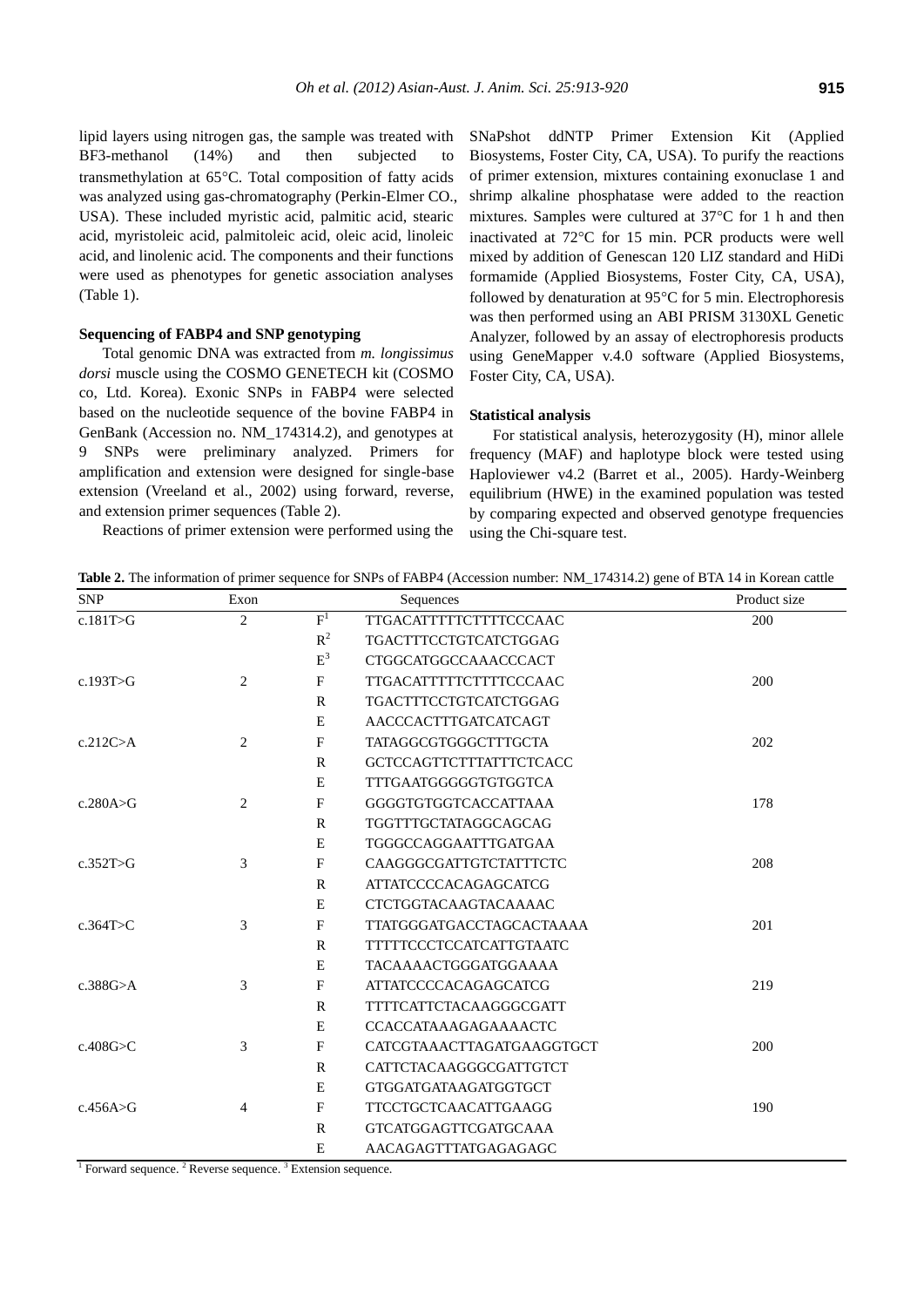lipid layers using nitrogen gas, the sample was treated with BF3-methanol (14%) and then subjected to transmethylation at 65°C. Total composition of fatty acids was analyzed using gas-chromatography (Perkin-Elmer CO., USA). These included myristic acid, palmitic acid, stearic acid, myristoleic acid, palmitoleic acid, oleic acid, linoleic acid, and linolenic acid. The components and their functions were used as phenotypes for genetic association analyses (Table 1).

### Sequencing of FABP4 and SNP genotyping

Total genomic DNA was extracted from *m. longissimus dorsi* muscle using the COSMO GENETECH kit (COSMO co, Ltd. Korea). Exonic SNPs in FABP4 were selected based on the nucleotide sequence of the bovine FABP4 in GenBank (Accession no. NM_174314.2), and genotypes at 9 SNPs were preliminary analyzed. Primers for amplification and extension were designed for single-base extension (Vreeland et al., 2002) using forward, reverse, and extension primer sequences (Table 2).

Reactions of primer extension were performed using the SNaPshot ddNTP Primer Extension Kit (Applied Biosystems, Foster City, CA, USA). To purify the reactions of primer extension, mixtures containing exonuclase 1 and shrimp alkaline phosphatase were added to the reaction mixtures. Samples were cultured at 37°C for 1 h and then inactivated at 72°C for 15 min. PCR products were well mixed by addition of Genescan 120 LIZ standard and HiDi formamide (Applied Biosystems, Foster City, CA, USA), followed by denaturation at 95°C for 5 min. Electrophoresis was then performed using an ABI PRISM 3130XL Genetic Analyzer, followed by an assay of electrophoresis products using GeneMapper v.4.0 software (Applied Biosystems, Foster City, CA, USA).

### Statistical analysis

For statistical analysis, heterozygosity (H), minor allele frequency (MAF) and haplotype block were tested using Haploviewer v4.2 (Barret et al., 2005). Hardy-Weinberg equilibrium (HWE) in the examined population was tested by comparing expected and observed genotype frequencies using the Chi-square test.

**Table 2.** The information of primer sequence for SNPs of FABP4 (Accession number: NM_174314.2) gene of BTA 14 in Korean cattle

| SNP | Exon | | Sequences | Product size |
|---|---|---|---|---|
| c.181T>G | 2 | F[1] | TTGACATTTTTCTTTTCCCAAC | 200 |
| | | R[2] | TGACTTTCCTGTCATCTGGAG | |
| | | E[3] | CTGGCATGGCCAAACCCACT | |
| c.193T>G | 2 | F | TTGACATTTTTCTTTTCCCAAC | 200 |
| | | R | TGACTTTCCTGTCATCTGGAG | |
| | | E | AACCCACTTTGATCATCAGT | |
| c.212C>A | 2 | F | TATAGGCGTGGGCTTTGCTA | 202 |
| | | R | GCTCCAGTTCTTTATTTCTCACC | |
| | | E | TTTGAATGGGGGTGTGGTCA | |
| c.280A>G | 2 | F | GGGGTGTGGTCACCATTAAA | 178 |
| | | R | TGGTTTGCTATAGGCAGCAG | |
| | | E | TGGGCCAGGAATTTGATGAA | |
| c.352T>G | 3 | F | CAAGGGCGATTGTCTATTTCTC | 208 |
| | | R | ATTATCCCCACAGAGCATCG | |
| | | E | CTCTGGTACAAGTACAAAAC | |
| c.364T>C | 3 | F | TTATGGGATGACCTAGCACTAAAA | 201 |
| | | R | TTTTTCCCTCCATCATTGTAATC | |
| | | E | TACAAAACTGGGATGGAAAA | |
| c.388G>A | 3 | F | ATTATCCCCACAGAGCATCG | 219 |
| | | R | TTTTCATTCTACAAGGGCGATT | |
| | | E | CCACCATAAAGAGAAAACTC | |
| c.408G>C | 3 | F | CATCGTAAACTTAGATGAAGGTGCT | 200 |
| | | R | CATTCTACAAGGGCGATTGTCT | |
| | | E | GTGGATGATAAGATGGTGCT | |
| c.456A>G | 4 | F | TTCCTGCTCAACATTGAAGG | 190 |
| | | R | GTCATGGAGTTCGATGCAAA | |
| | | E | AACAGAGTTTATGAGAGAGC | |

[1] Forward sequence. [2] Reverse sequence. [3] Extension sequence.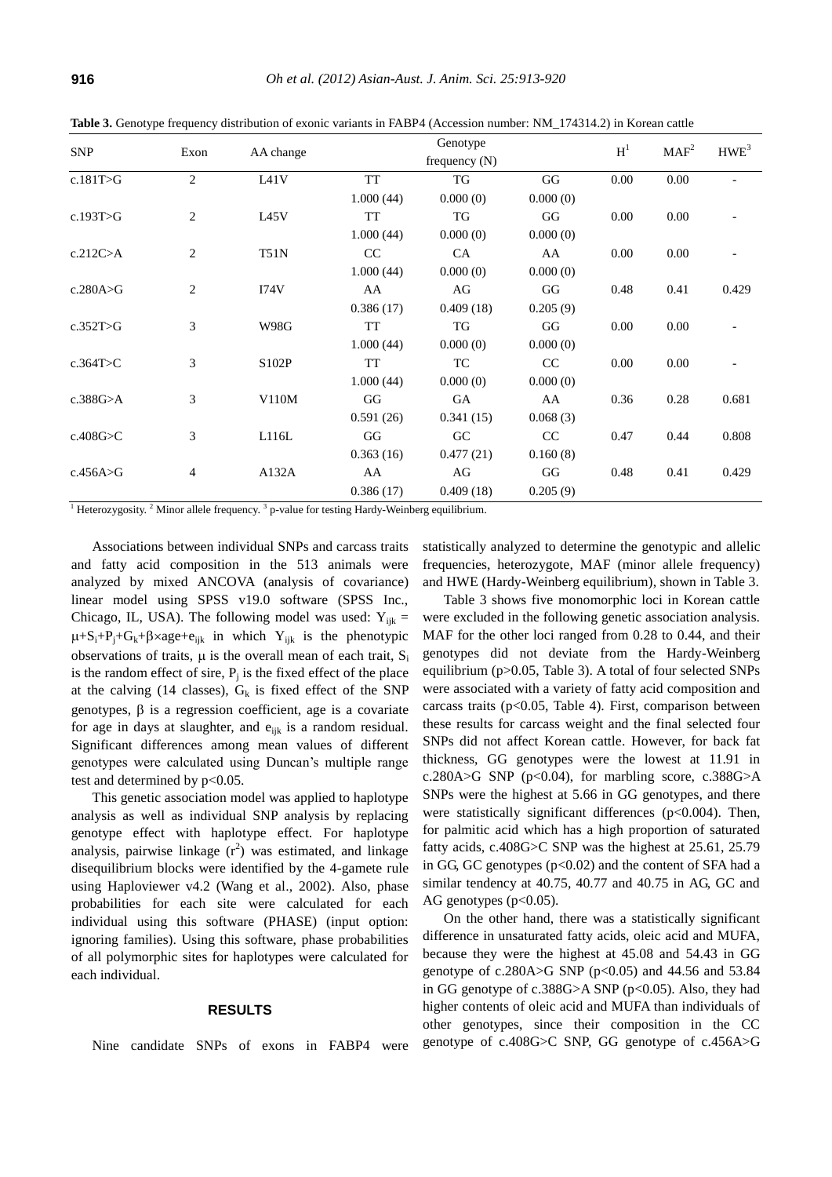**Table 3.** Genotype frequency distribution of exonic variants in FABP4 (Accession number: NM_174314.2) in Korean cattle

| SNP | Exon | AA change | Genotype frequency (N) | | | H[1] | MAF[2] | HWE[3] |
|---|---|---|---|---|---|---|---|---|
| c.181T>G | 2 | L41V | TT | TG | GG | 0.00 | 0.00 | - |
| | | | 1.000 (44) | 0.000 (0) | 0.000 (0) | | | |
| c.193T>G | 2 | L45V | TT | TG | GG | 0.00 | 0.00 | - |
| | | | 1.000 (44) | 0.000 (0) | 0.000 (0) | | | |
| c.212C>A | 2 | T51N | CC | CA | AA | 0.00 | 0.00 | - |
| | | | 1.000 (44) | 0.000 (0) | 0.000 (0) | | | |
| c.280A>G | 2 | I74V | AA | AG | GG | 0.48 | 0.41 | 0.429 |
| | | | 0.386 (17) | 0.409 (18) | 0.205 (9) | | | |
| c.352T>G | 3 | W98G | TT | TG | GG | 0.00 | 0.00 | - |
| | | | 1.000 (44) | 0.000 (0) | 0.000 (0) | | | |
| c.364T>C | 3 | S102P | TT | TC | CC | 0.00 | 0.00 | - |
| | | | 1.000 (44) | 0.000 (0) | 0.000 (0) | | | |
| c.388G>A | 3 | V110M | GG | GA | AA | 0.36 | 0.28 | 0.681 |
| | | | 0.591 (26) | 0.341 (15) | 0.068 (3) | | | |
| c.408G>C | 3 | L116L | GG | GC | CC | 0.47 | 0.44 | 0.808 |
| | | | 0.363 (16) | 0.477 (21) | 0.160 (8) | | | |
| c.456A>G | 4 | A132A | AA | AG | GG | 0.48 | 0.41 | 0.429 |
| | | | 0.386 (17) | 0.409 (18) | 0.205 (9) | | | |

[1] Heterozygosity. [2] Minor allele frequency. [3] p-value for testing Hardy-Weinberg equilibrium.

Associations between individual SNPs and carcass traits and fatty acid composition in the 513 animals were analyzed by mixed ANCOVA (analysis of covariance) linear model using SPSS v19.0 software (SPSS Inc., Chicago, IL, USA). The following model was used: $Y_{ijk} = \mu+S_i+P_j+G_k+\beta\times age+e_{ijk}$ in which $Y_{ijk}$ is the phenotypic observations of traits, $\mu$ is the overall mean of each trait, $S_i$ is the random effect of sire, $P_j$ is the fixed effect of the place at the calving (14 classes), $G_k$ is fixed effect of the SNP genotypes, $\beta$ is a regression coefficient, age is a covariate for age in days at slaughter, and $e_{ijk}$ is a random residual. Significant differences among mean values of different genotypes were calculated using Duncan's multiple range test and determined by $p<0.05$.

This genetic association model was applied to haplotype analysis as well as individual SNP analysis by replacing genotype effect with haplotype effect. For haplotype analysis, pairwise linkage ($r^2$) was estimated, and linkage disequilibrium blocks were identified by the 4-gamete rule using Haploviewer v4.2 (Wang et al., 2002). Also, phase probabilities for each site were calculated for each individual using this software (PHASE) (input option: ignoring families). Using this software, phase probabilities of all polymorphic sites for haplotypes were calculated for each individual.

## RESULTS

Nine candidate SNPs of exons in FABP4 were statistically analyzed to determine the genotypic and allelic frequencies, heterozygote, MAF (minor allele frequency) and HWE (Hardy-Weinberg equilibrium), shown in Table 3.

Table 3 shows five monomorphic loci in Korean cattle were excluded in the following genetic association analysis. MAF for the other loci ranged from 0.28 to 0.44, and their genotypes did not deviate from the Hardy-Weinberg equilibrium ($p>0.05$, Table 3). A total of four selected SNPs were associated with a variety of fatty acid composition and carcass traits ($p<0.05$, Table 4). First, comparison between these results for carcass weight and the final selected four SNPs did not affect Korean cattle. However, for back fat thickness, GG genotypes were the lowest at 11.91 in c.280A>G SNP ($p<0.04$), for marbling score, c.388G>A SNPs were the highest at 5.66 in GG genotypes, and there were statistically significant differences ($p<0.004$). Then, for palmitic acid which has a high proportion of saturated fatty acids, c.408G>C SNP was the highest at 25.61, 25.79 in GG, GC genotypes ($p<0.02$) and the content of SFA had a similar tendency at 40.75, 40.77 and 40.75 in AG, GC and AG genotypes ($p<0.05$).

On the other hand, there was a statistically significant difference in unsaturated fatty acids, oleic acid and MUFA, because they were the highest at 45.08 and 54.43 in GG genotype of c.280A>G SNP ($p<0.05$) and 44.56 and 53.84 in GG genotype of c.388G>A SNP ($p<0.05$). Also, they had higher contents of oleic acid and MUFA than individuals of other genotypes, since their composition in the CC genotype of c.408G>C SNP, GG genotype of c.456A>G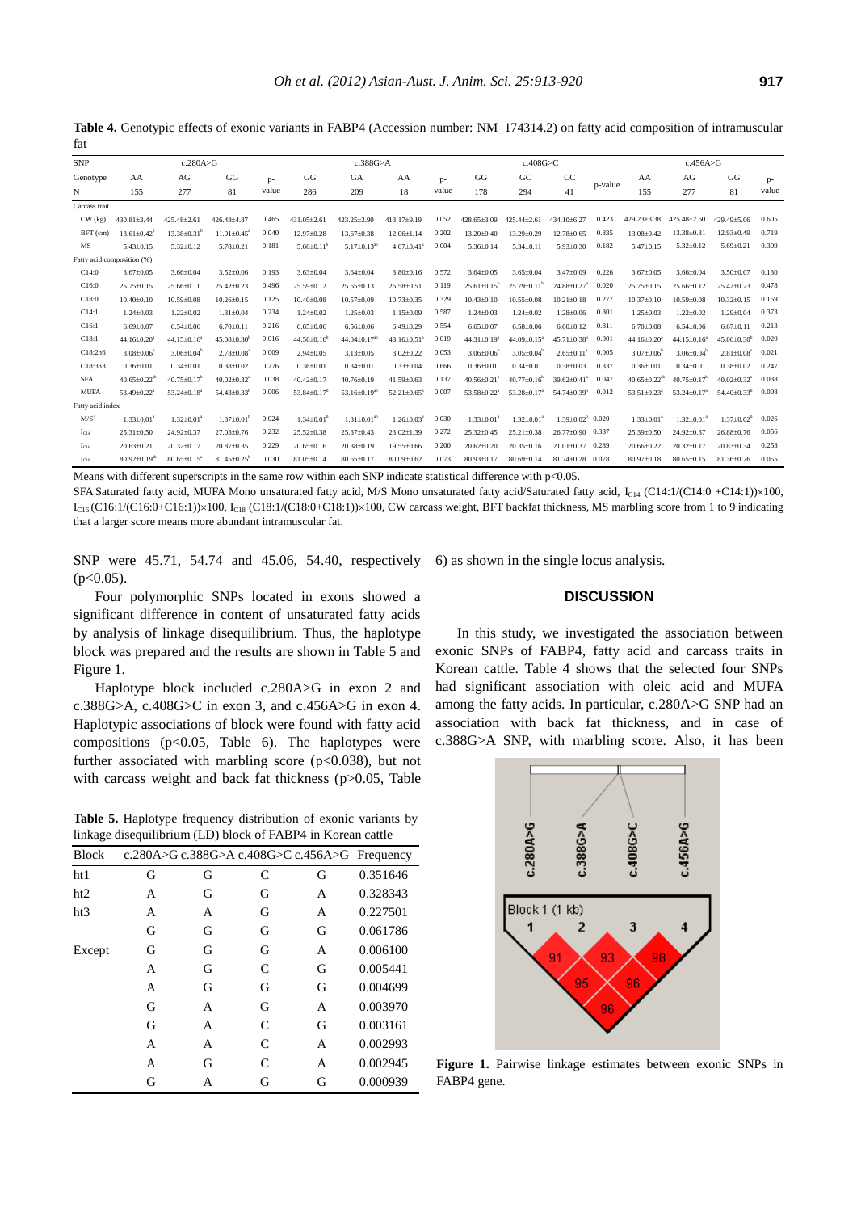**Table 4.** Genotypic effects of exonic variants in FABP4 (Accession number: NM_174314.2) on fatty acid composition of intramuscular fat

| SNP | c.280A>G | | | | c.388G>A | | | | c.408G>C | | | | c.456A>G | | | |
|---|---|---|---|---|---|---|---|---|---|---|---|---|---|---|---|---|
| Genotype | AA | AG | GG | p-value | GG | GA | AA | p-value | GG | GC | CC | p-value | AA | AG | GG | p-value |
| N | 155 | 277 | 81 | | 286 | 209 | 18 | | 178 | 294 | 41 | | 155 | 277 | 81 | |
| Carcass trait | | | | | | | | | | | | | | | | |
| CW (kg) | 430.81±3.44 | 425.48±2.61 | 426.48±4.87 | 0.465 | 431.05±2.61 | 423.25±2.90 | 413.17±9.19 | 0.052 | 428.65±3.09 | 425.44±2.61 | 434.10±6.27 | 0.423 | 429.23±3.38 | 425.48±2.60 | 429.49±5.06 | 0.605 |
| BFT (cm) | 13.61±0.42[b] | 13.38±0.31[b] | 11.91±0.45[a] | 0.040 | 12.97±0.28 | 13.67±0.38 | 12.06±1.14 | 0.202 | 13.20±0.40 | 13.29±0.29 | 12.78±0.65 | 0.835 | 13.08±0.42 | 13.38±0.31 | 12.93±0.49 | 0.719 |
| MS | 5.43±0.15 | 5.32±0.12 | 5.78±0.21 | 0.181 | 5.66±0.11[b] | 5.17±0.13[ab] | 4.67±0.41[a] | 0.004 | 5.36±0.14 | 5.34±0.11 | 5.93±0.30 | 0.182 | 5.47±0.15 | 5.32±0.12 | 5.69±0.21 | 0.309 |
| Fatty acid composition (%) | | | | | | | | | | | | | | | | |
| C14:0 | 3.67±0.05 | 3.66±0.04 | 3.52±0.06 | 0.193 | 3.63±0.04 | 3.64±0.04 | 3.80±0.16 | 0.572 | 3.64±0.05 | 3.65±0.04 | 3.47±0.09 | 0.226 | 3.67±0.05 | 3.66±0.04 | 3.50±0.07 | 0.130 |
| C16:0 | 25.75±0.15 | 25.66±0.11 | 25.42±0.23 | 0.496 | 25.59±0.12 | 25.65±0.13 | 26.58±0.51 | 0.119 | 25.61±0.15[b] | 25.79±0.11[b] | 24.88±0.27[a] | 0.020 | 25.75±0.15 | 25.66±0.11 | 25.42±0.23 | 0.478 |
| C18:0 | 10.40±0.10 | 10.59±0.08 | 10.26±0.15 | 0.125 | 10.40±0.08 | 10.57±0.09 | 10.73±0.35 | 0.329 | 10.43±0.10 | 10.55±0.08 | 10.21±0.18 | 0.277 | 10.37±0.10 | 10.59±0.08 | 10.32±0.15 | 0.159 |
| C14:1 | 1.24±0.03 | 1.22±0.02 | 1.31±0.04 | 0.234 | 1.24±0.02 | 1.25±0.03 | 1.15±0.09 | 0.587 | 1.24±0.03 | 1.24±0.02 | 1.28±0.06 | 0.801 | 1.25±0.03 | 1.22±0.02 | 1.29±0.04 | 0.373 |
| C16:1 | 6.69±0.07 | 6.54±0.06 | 6.70±0.11 | 0.216 | 6.65±0.06 | 6.56±0.06 | 6.49±0.29 | 0.554 | 6.65±0.07 | 6.58±0.06 | 6.60±0.12 | 0.811 | 6.70±0.08 | 6.54±0.06 | 6.67±0.11 | 0.213 |
| C18:1 | 44.16±0.20[a] | 44.15±0.16[a] | 45.08±0.30[b] | 0.016 | 44.56±0.16[b] | 44.04±0.17[ab] | 43.16±0.51[a] | 0.019 | 44.31±0.19[a] | 44.09±0.15[a] | 45.71±0.38[b] | 0.001 | 44.16±0.20[a] | 44.15±0.16[a] | 45.06±0.30[b] | 0.020 |
| C18:2n6 | 3.08±0.06[b] | 3.06±0.04[b] | 2.78±0.08[a] | 0.009 | 2.94±0.05 | 3.13±0.05 | 3.02±0.22 | 0.053 | 3.06±0.06[b] | 3.05±0.04[b] | 2.65±0.11[a] | 0.005 | 3.07±0.06[b] | 3.06±0.04[b] | 2.81±0.08[a] | 0.021 |
| C18:3n3 | 0.36±0.01 | 0.34±0.01 | 0.38±0.02 | 0.276 | 0.36±0.01 | 0.34±0.01 | 0.33±0.04 | 0.666 | 0.36±0.01 | 0.34±0.01 | 0.38±0.03 | 0.337 | 0.36±0.01 | 0.34±0.01 | 0.38±0.02 | 0.247 |
| SFA | 40.65±0.22[ab] | 40.75±0.17[b] | 40.02±0.32[a] | 0.038 | 40.42±0.17 | 40.76±0.19 | 41.59±0.63 | 0.137 | 40.56±0.21[b] | 40.77±0.16[b] | 39.62±0.41[a] | 0.047 | 40.65±0.22[ab] | 40.75±0.17[b] | 40.02±0.32[a] | 0.038 |
| MUFA | 53.49±0.22[a] | 53.24±0.18[a] | 54.43±0.33[b] | 0.006 | 53.84±0.17[b] | 53.16±0.19[ab] | 52.21±0.65[a] | 0.007 | 53.58±0.22[a] | 53.28±0.17[a] | 54.74±0.39[b] | 0.012 | 53.51±0.23[a] | 53.24±0.17[a] | 54.40±0.33[b] | 0.008 |
| Fatty acid index | | | | | | | | | | | | | | | | |
| M/S[a] | 1.33±0.01[a] | 1.32±0.01[a] | 1.37±0.01[b] | 0.024 | 1.34±0.01[b] | 1.31±0.01[ab] | 1.26±0.03[a] | 0.030 | 1.33±0.01[a] | 1.32±0.01[a] | 1.39±0.02[b] | 0.020 | 1.33±0.01[a] | 1.32±0.01[a] | 1.37±0.02[b] | 0.026 |
| $I_{C14}$ | 25.31±0.50 | 24.92±0.37 | 27.03±0.76 | 0.232 | 25.52±0.38 | 25.37±0.43 | 23.02±1.39 | 0.272 | 25.32±0.45 | 25.21±0.38 | 26.77±0.90 | 0.337 | 25.39±0.50 | 24.92±0.37 | 26.88±0.76 | 0.056 |
| $I_{C16}$ | 20.63±0.21 | 20.32±0.17 | 20.87±0.35 | 0.229 | 20.65±0.16 | 20.38±0.19 | 19.55±0.66 | 0.200 | 20.62±0.20 | 20.35±0.16 | 21.01±0.37 | 0.289 | 20.66±0.22 | 20.32±0.17 | 20.83±0.34 | 0.253 |
| $I_{C18}$ | 80.92±0.19[ab] | 80.65±0.15[a] | 81.45±0.25[b] | 0.030 | 81.05±0.14 | 80.65±0.17 | 80.09±0.62 | 0.073 | 80.93±0.17 | 80.69±0.14 | 81.74±0.28 | 0.078 | 80.97±0.18 | 80.65±0.15 | 81.36±0.26 | 0.055 |

Means with different superscripts in the same row within each SNP indicate statistical difference with p<0.05.

SFA Saturated fatty acid, MUFA Mono unsaturated fatty acid, M/S Mono unsaturated fatty acid/Saturated fatty acid, $I_{C14}$ (C14:1/(C14:0 +C14:1))×100, $I_{C16}$ (C16:1/(C16:0+C16:1))×100, $I_{C18}$ (C18:1/(C18:0+C18:1))×100, CW carcass weight, BFT backfat thickness, MS marbling score from 1 to 9 indicating that a larger score means more abundant intramuscular fat.

SNP were 45.71, 54.74 and 45.06, 54.40, respectively (p<0.05).

Four polymorphic SNPs located in exons showed a significant difference in content of unsaturated fatty acids by analysis of linkage disequilibrium. Thus, the haplotype block was prepared and the results are shown in Table 5 and Figure 1.

Haplotype block included c.280A>G in exon 2 and c.388G>A, c.408G>C in exon 3, and c.456A>G in exon 4. Haplotypic associations of block were found with fatty acid compositions (p<0.05, Table 6). The haplotypes were further associated with marbling score (p<0.038), but not with carcass weight and back fat thickness (p>0.05, Table 6) as shown in the single locus analysis.

**Table 5.** Haplotype frequency distribution of exonic variants by linkage disequilibrium (LD) block of FABP4 in Korean cattle

| Block | c.280A>G | c.388G>A | c.408G>C | c.456A>G | Frequency |
|---|---|---|---|---|---|
| ht1 | G | G | C | G | 0.351646 |
| ht2 | A | G | G | A | 0.328343 |
| ht3 | A | A | G | A | 0.227501 |
| | G | G | G | G | 0.061786 |
| Except | G | G | G | A | 0.006100 |
| | A | G | C | G | 0.005441 |
| | A | G | G | G | 0.004699 |
| | G | A | G | A | 0.003970 |
| | G | A | C | G | 0.003161 |
| | A | A | C | A | 0.002993 |
| | A | G | C | A | 0.002945 |
| | G | A | G | G | 0.000939 |

## DISCUSSION

In this study, we investigated the association between exonic SNPs of FABP4, fatty acid and carcass traits in Korean cattle. Table 4 shows that the selected four SNPs had significant association with oleic acid and MUFA among the fatty acids. In particular, c.280A>G SNP had an association with back fat thickness, and in case of c.388G>A SNP, with marbling score. Also, it has been

**Figure 1.** Pairwise linkage estimates between exonic SNPs in FABP4 gene.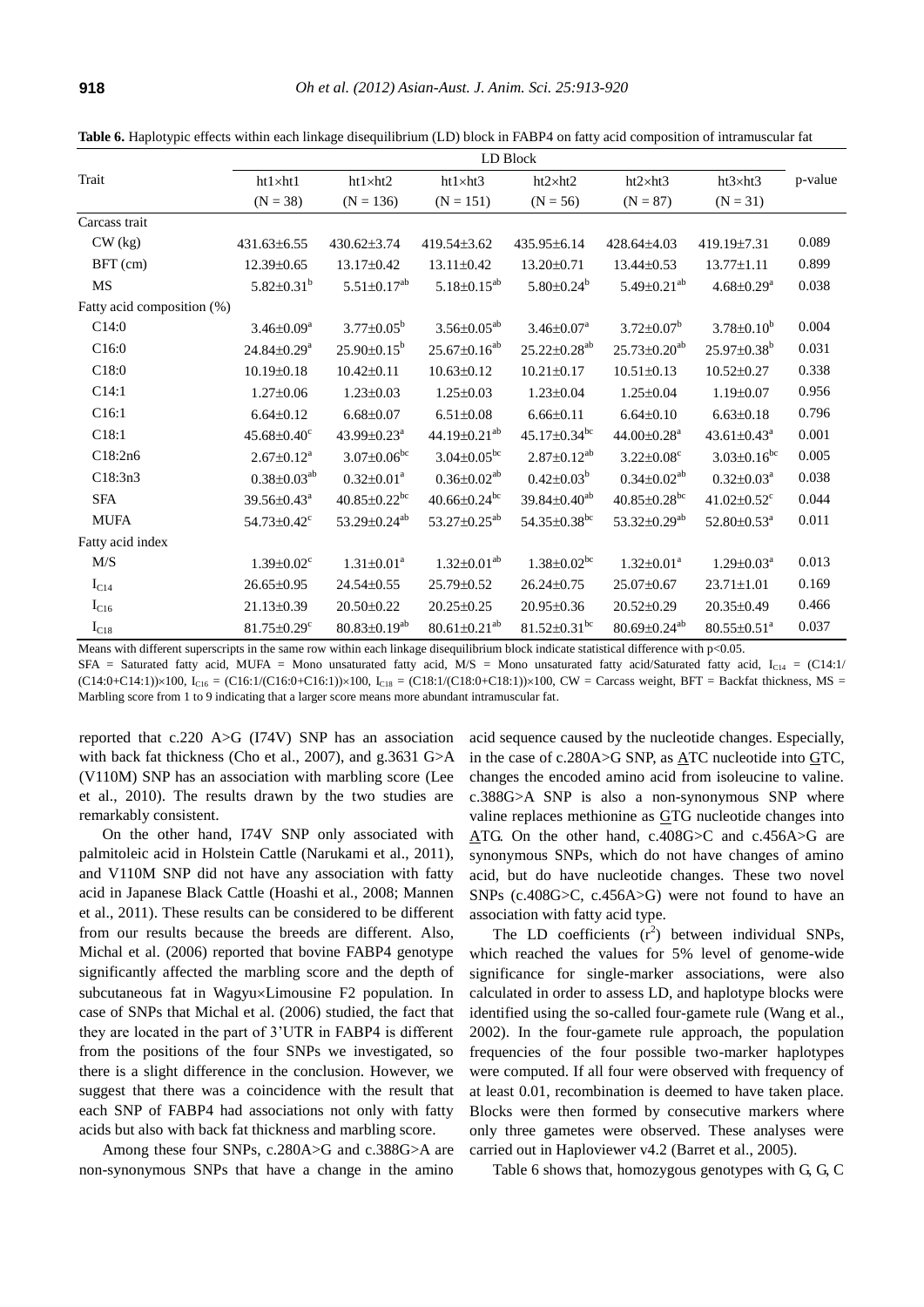**Table 6.** Haplotypic effects within each linkage disequilibrium (LD) block in FABP4 on fatty acid composition of intramuscular fat

| Trait | LD Block | | | | | | p-value |
|---|---|---|---|---|---|---|---|
| | ht1×ht1 (N = 38) | ht1×ht2 (N = 136) | ht1×ht3 (N = 151) | ht2×ht2 (N = 56) | ht2×ht3 (N = 87) | ht3×ht3 (N = 31) | |
| Carcass trait | | | | | | | |
| CW (kg) | 431.63±6.55 | 430.62±3.74 | 419.54±3.62 | 435.95±6.14 | 428.64±4.03 | 419.19±7.31 | 0.089 |
| BFT (cm) | 12.39±0.65 | 13.17±0.42 | 13.11±0.42 | 13.20±0.71 | 13.44±0.53 | 13.77±1.11 | 0.899 |
| MS | 5.82±0.31[b] | 5.51±0.17[ab] | 5.18±0.15[ab] | 5.80±0.24[b] | 5.49±0.21[ab] | 4.68±0.29[a] | 0.038 |
| Fatty acid composition (%) | | | | | | | |
| C14:0 | 3.46±0.09[a] | 3.77±0.05[b] | 3.56±0.05[ab] | 3.46±0.07[a] | 3.72±0.07[b] | 3.78±0.10[b] | 0.004 |
| C16:0 | 24.84±0.29[a] | 25.90±0.15[b] | 25.67±0.16[ab] | 25.22±0.28[ab] | 25.73±0.20[ab] | 25.97±0.38[b] | 0.031 |
| C18:0 | 10.19±0.18 | 10.42±0.11 | 10.63±0.12 | 10.21±0.17 | 10.51±0.13 | 10.52±0.27 | 0.338 |
| C14:1 | 1.27±0.06 | 1.23±0.03 | 1.25±0.03 | 1.23±0.04 | 1.25±0.04 | 1.19±0.07 | 0.956 |
| C16:1 | 6.64±0.12 | 6.68±0.07 | 6.51±0.08 | 6.66±0.11 | 6.64±0.10 | 6.63±0.18 | 0.796 |
| C18:1 | 45.68±0.40[c] | 43.99±0.23[a] | 44.19±0.21[ab] | 45.17±0.34[bc] | 44.00±0.28[a] | 43.61±0.43[a] | 0.001 |
| C18:2n6 | 2.67±0.12[a] | 3.07±0.06[bc] | 3.04±0.05[bc] | 2.87±0.12[ab] | 3.22±0.08[c] | 3.03±0.16[bc] | 0.005 |
| C18:3n3 | 0.38±0.03[ab] | 0.32±0.01[a] | 0.36±0.02[ab] | 0.42±0.03[b] | 0.34±0.02[ab] | 0.32±0.03[a] | 0.038 |
| SFA | 39.56±0.43[a] | 40.85±0.22[bc] | 40.66±0.24[bc] | 39.84±0.40[ab] | 40.85±0.28[bc] | 41.02±0.52[c] | 0.044 |
| MUFA | 54.73±0.42[c] | 53.29±0.24[ab] | 53.27±0.25[ab] | 54.35±0.38[bc] | 53.32±0.29[ab] | 52.80±0.53[a] | 0.011 |
| Fatty acid index | | | | | | | |
| M/S | 1.39±0.02[c] | 1.31±0.01[a] | 1.32±0.01[ab] | 1.38±0.02[bc] | 1.32±0.01[a] | 1.29±0.03[a] | 0.013 |
| $I_{C14}$ | 26.65±0.95 | 24.54±0.55 | 25.79±0.52 | 26.24±0.75 | 25.07±0.67 | 23.71±1.01 | 0.169 |
| $I_{C16}$ | 21.13±0.39 | 20.50±0.22 | 20.25±0.25 | 20.95±0.36 | 20.52±0.29 | 20.35±0.49 | 0.466 |
| $I_{C18}$ | 81.75±0.29[c] | 80.83±0.19[ab] | 80.61±0.21[ab] | 81.52±0.31[bc] | 80.69±0.24[ab] | 80.55±0.51[a] | 0.037 |

Means with different superscripts in the same row within each linkage disequilibrium block indicate statistical difference with p<0.05.
SFA = Saturated fatty acid, MUFA = Mono unsaturated fatty acid, M/S = Mono unsaturated fatty acid/Saturated fatty acid, $I_{C14}$ = (C14:1/(C14:0+C14:1))×100, $I_{C16}$ = (C16:1/(C16:0+C16:1))×100, $I_{C18}$ = (C18:1/(C18:0+C18:1))×100, CW = Carcass weight, BFT = Backfat thickness, MS = Marbling score from 1 to 9 indicating that a larger score means more abundant intramuscular fat.

reported that c.220 A>G (I74V) SNP has an association with back fat thickness (Cho et al., 2007), and g.3631 G>A (V110M) SNP has an association with marbling score (Lee et al., 2010). The results drawn by the two studies are remarkably consistent.

On the other hand, I74V SNP only associated with palmitoleic acid in Holstein Cattle (Narukami et al., 2011), and V110M SNP did not have any association with fatty acid in Japanese Black Cattle (Hoashi et al., 2008; Mannen et al., 2011). These results can be considered to be different from our results because the breeds are different. Also, Michal et al. (2006) reported that bovine FABP4 genotype significantly affected the marbling score and the depth of subcutaneous fat in Wagyu×Limousine F2 population. In case of SNPs that Michal et al. (2006) studied, the fact that they are located in the part of 3'UTR in FABP4 is different from the positions of the four SNPs we investigated, so there is a slight difference in the conclusion. However, we suggest that there was a coincidence with the result that each SNP of FABP4 had associations not only with fatty acids but also with back fat thickness and marbling score.

Among these four SNPs, c.280A>G and c.388G>A are non-synonymous SNPs that have a change in the amino acid sequence caused by the nucleotide changes. Especially, in the case of c.280A>G SNP, as ATC nucleotide into GTC, changes the encoded amino acid from isoleucine to valine. c.388G>A SNP is also a non-synonymous SNP where valine replaces methionine as GTG nucleotide changes into ATG. On the other hand, c.408G>C and c.456A>G are synonymous SNPs, which do not have changes of amino acid, but do have nucleotide changes. These two novel SNPs (c.408G>C, c.456A>G) were not found to have an association with fatty acid type.

The LD coefficients ($r^2$) between individual SNPs, which reached the values for 5% level of genome-wide significance for single-marker associations, were also calculated in order to assess LD, and haplotype blocks were identified using the so-called four-gamete rule (Wang et al., 2002). In the four-gamete rule approach, the population frequencies of the four possible two-marker haplotypes were computed. If all four were observed with frequency of at least 0.01, recombination is deemed to have taken place. Blocks were then formed by consecutive markers where only three gametes were observed. These analyses were carried out in Haploviewer v4.2 (Barret et al., 2005).

Table 6 shows that, homozygous genotypes with G, G, C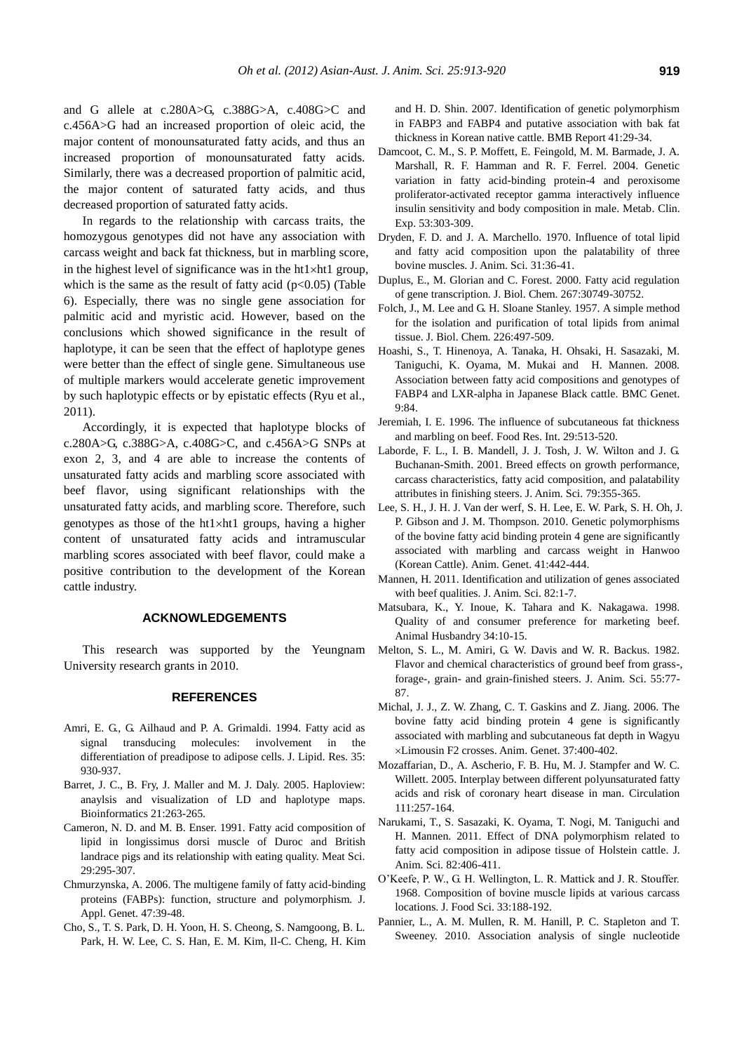and G allele at c.280A>G, c.388G>A, c.408G>C and c.456A>G had an increased proportion of oleic acid, the major content of monounsaturated fatty acids, and thus an increased proportion of monounsaturated fatty acids. Similarly, there was a decreased proportion of palmitic acid, the major content of saturated fatty acids, and thus decreased proportion of saturated fatty acids.

In regards to the relationship with carcass traits, the homozygous genotypes did not have any association with carcass weight and back fat thickness, but in marbling score, in the highest level of significance was in the ht1×ht1 group, which is the same as the result of fatty acid ($p<0.05$) (Table 6). Especially, there was no single gene association for palmitic acid and myristic acid. However, based on the conclusions which showed significance in the result of haplotype, it can be seen that the effect of haplotype genes were better than the effect of single gene. Simultaneous use of multiple markers would accelerate genetic improvement by such haplotypic effects or by epistatic effects (Ryu et al., 2011).

Accordingly, it is expected that haplotype blocks of c.280A>G, c.388G>A, c.408G>C, and c.456A>G SNPs at exon 2, 3, and 4 are able to increase the contents of unsaturated fatty acids and marbling score associated with beef flavor, using significant relationships with the unsaturated fatty acids, and marbling score. Therefore, such genotypes as those of the ht1×ht1 groups, having a higher content of unsaturated fatty acids and intramuscular marbling scores associated with beef flavor, could make a positive contribution to the development of the Korean cattle industry.

## ACKNOWLEDGEMENTS

This research was supported by the Yeungnam University research grants in 2010.

## REFERENCES

Amri, E. G., G. Ailhaud and P. A. Grimaldi. 1994. Fatty acid as signal transducing molecules: involvement in the differentiation of preadipose to adipose cells. J. Lipid. Res. 35: 930-937.

Barret, J. C., B. Fry, J. Maller and M. J. Daly. 2005. Haploview: anaylsis and visualization of LD and haplotype maps. Bioinformatics 21:263-265.

Cameron, N. D. and M. B. Enser. 1991. Fatty acid composition of lipid in longissimus dorsi muscle of Duroc and British landrace pigs and its relationship with eating quality. Meat Sci. 29:295-307.

Chmurzynska, A. 2006. The multigene family of fatty acid-binding proteins (FABPs): function, structure and polymorphism. J. Appl. Genet. 47:39-48.

Cho, S., T. S. Park, D. H. Yoon, H. S. Cheong, S. Namgoong, B. L. Park, H. W. Lee, C. S. Han, E. M. Kim, Il-C. Cheng, H. Kim and H. D. Shin. 2007. Identification of genetic polymorphism in FABP3 and FABP4 and putative association with bak fat thickness in Korean native cattle. BMB Report 41:29-34.

Damcoot, C. M., S. P. Moffett, E. Feingold, M. M. Barmade, J. A. Marshall, R. F. Hamman and R. F. Ferrel. 2004. Genetic variation in fatty acid-binding protein-4 and peroxisome proliferator-activated receptor gamma interactively influence insulin sensitivity and body composition in male. Metab. Clin. Exp. 53:303-309.

Dryden, F. D. and J. A. Marchello. 1970. Influence of total lipid and fatty acid composition upon the palatability of three bovine muscles. J. Anim. Sci. 31:36-41.

Duplus, E., M. Glorian and C. Forest. 2000. Fatty acid regulation of gene transcription. J. Biol. Chem. 267:30749-30752.

Folch, J., M. Lee and G. H. Sloane Stanley. 1957. A simple method for the isolation and purification of total lipids from animal tissue. J. Biol. Chem. 226:497-509.

Hoashi, S., T. Hinenoya, A. Tanaka, H. Ohsaki, H. Sasazaki, M. Taniguchi, K. Oyama, M. Mukai and H. Mannen. 2008. Association between fatty acid compositions and genotypes of FABP4 and LXR-alpha in Japanese Black cattle. BMC Genet. 9:84.

Jeremiah, I. E. 1996. The influence of subcutaneous fat thickness and marbling on beef. Food Res. Int. 29:513-520.

Laborde, F. L., I. B. Mandell, J. J. Tosh, J. W. Wilton and J. G. Buchanan-Smith. 2001. Breed effects on growth performance, carcass characteristics, fatty acid composition, and palatability attributes in finishing steers. J. Anim. Sci. 79:355-365.

Lee, S. H., J. H. J. Van der werf, S. H. Lee, E. W. Park, S. H. Oh, J. P. Gibson and J. M. Thompson. 2010. Genetic polymorphisms of the bovine fatty acid binding protein 4 gene are significantly associated with marbling and carcass weight in Hanwoo (Korean Cattle). Anim. Genet. 41:442-444.

Mannen, H. 2011. Identification and utilization of genes associated with beef qualities. J. Anim. Sci. 82:1-7.

Matsubara, K., Y. Inoue, K. Tahara and K. Nakagawa. 1998. Quality of and consumer preference for marketing beef. Animal Husbandry 34:10-15.

Melton, S. L., M. Amiri, G. W. Davis and W. R. Backus. 1982. Flavor and chemical characteristics of ground beef from grass-, forage-, grain- and grain-finished steers. J. Anim. Sci. 55:77-87.

Michal, J. J., Z. W. Zhang, C. T. Gaskins and Z. Jiang. 2006. The bovine fatty acid binding protein 4 gene is significantly associated with marbling and subcutaneous fat depth in Wagyu ×Limousin F2 crosses. Anim. Genet. 37:400-402.

Mozaffarian, D., A. Ascherio, F. B. Hu, M. J. Stampfer and W. C. Willett. 2005. Interplay between different polyunsaturated fatty acids and risk of coronary heart disease in man. Circulation 111:257-164.

Narukami, T., S. Sasazaki, K. Oyama, T. Nogi, M. Taniguchi and H. Mannen. 2011. Effect of DNA polymorphism related to fatty acid composition in adipose tissue of Holstein cattle. J. Anim. Sci. 82:406-411.

O'Keefe, P. W., G. H. Wellington, L. R. Mattick and J. R. Stouffer. 1968. Composition of bovine muscle lipids at various carcass locations. J. Food Sci. 33:188-192.

Pannier, L., A. M. Mullen, R. M. Hanill, P. C. Stapleton and T. Sweeney. 2010. Association analysis of single nucleotide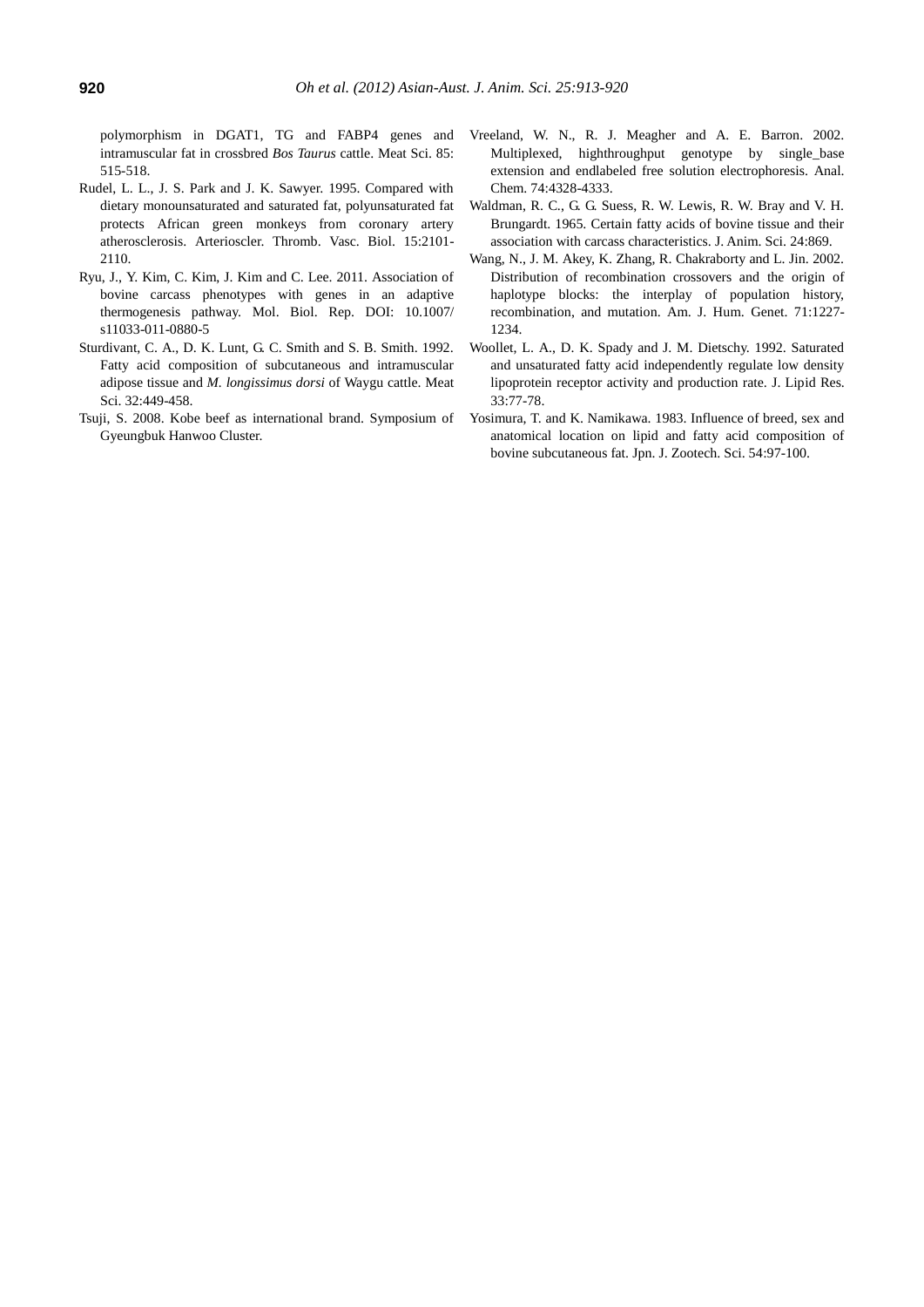polymorphism in DGAT1, TG and FABP4 genes and intramuscular fat in crossbred *Bos Taurus* cattle. Meat Sci. 85: 515-518.

Rudel, L. L., J. S. Park and J. K. Sawyer. 1995. Compared with dietary monounsaturated and saturated fat, polyunsaturated fat protects African green monkeys from coronary artery atherosclerosis. Arterioscler. Thromb. Vasc. Biol. 15:2101-2110.

Ryu, J., Y. Kim, C. Kim, J. Kim and C. Lee. 2011. Association of bovine carcass phenotypes with genes in an adaptive thermogenesis pathway. Mol. Biol. Rep. DOI: 10.1007/s11033-011-0880-5

Sturdivant, C. A., D. K. Lunt, G. C. Smith and S. B. Smith. 1992. Fatty acid composition of subcutaneous and intramuscular adipose tissue and *M. longissimus dorsi* of Waygu cattle. Meat Sci. 32:449-458.

Tsuji, S. 2008. Kobe beef as international brand. Symposium of Gyeungbuk Hanwoo Cluster.

Vreeland, W. N., R. J. Meagher and A. E. Barron. 2002. Multiplexed, highthroughput genotype by single_base extension and endlabeled free solution electrophoresis. Anal. Chem. 74:4328-4333.

Waldman, R. C., G. G. Suess, R. W. Lewis, R. W. Bray and V. H. Brungardt. 1965. Certain fatty acids of bovine tissue and their association with carcass characteristics. J. Anim. Sci. 24:869.

Wang, N., J. M. Akey, K. Zhang, R. Chakraborty and L. Jin. 2002. Distribution of recombination crossovers and the origin of haplotype blocks: the interplay of population history, recombination, and mutation. Am. J. Hum. Genet. 71:1227-1234.

Woollet, L. A., D. K. Spady and J. M. Dietschy. 1992. Saturated and unsaturated fatty acid independently regulate low density lipoprotein receptor activity and production rate. J. Lipid Res. 33:77-78.

Yosimura, T. and K. Namikawa. 1983. Influence of breed, sex and anatomical location on lipid and fatty acid composition of bovine subcutaneous fat. Jpn. J. Zootech. Sci. 54:97-100.